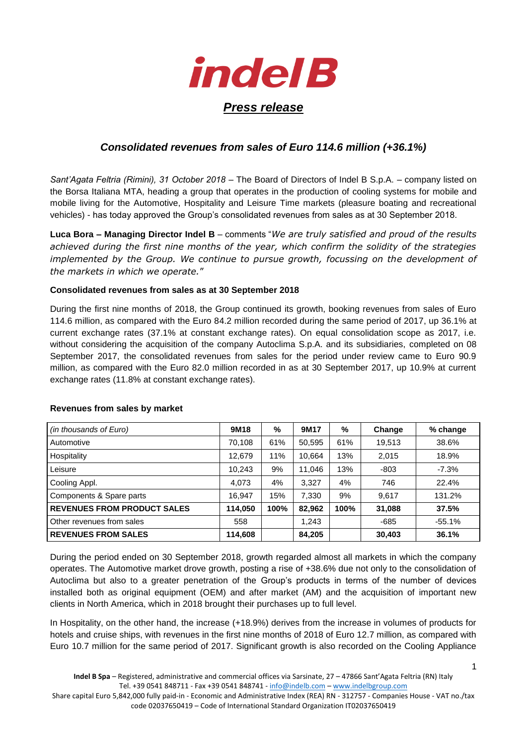indel B

***Press release***

## *Consolidated revenues from sales of Euro 114.6 million (+36.1%)*

*Sant'Agata Feltria (Rimini), 31 October 2018* – The Board of Directors of Indel B S.p.A. – company listed on the Borsa Italiana MTA, heading a group that operates in the production of cooling systems for mobile and mobile living for the Automotive, Hospitality and Leisure Time markets (pleasure boating and recreational vehicles) - has today approved the Group's consolidated revenues from sales as at 30 September 2018.

**Luca Bora – Managing Director Indel B** – comments "*We are truly satisfied and proud of the results achieved during the first nine months of the year, which confirm the solidity of the strategies implemented by the Group. We continue to pursue growth, focussing on the development of the markets in which we operate.*"

**Consolidated revenues from sales as at 30 September 2018**

During the first nine months of 2018, the Group continued its growth, booking revenues from sales of Euro 114.6 million, as compared with the Euro 84.2 million recorded during the same period of 2017, up 36.1% at current exchange rates (37.1% at constant exchange rates). On equal consolidation scope as 2017, i.e. without considering the acquisition of the company Autoclima S.p.A. and its subsidiaries, completed on 08 September 2017, the consolidated revenues from sales for the period under review came to Euro 90.9 million, as compared with the Euro 82.0 million recorded in as at 30 September 2017, up 10.9% at current exchange rates (11.8% at constant exchange rates).

**Revenues from sales by market**

| *(in thousands of Euro)* | 9M18 | % | 9M17 | % | Change | % change |
|---|---|---|---|---|---|---|
| Automotive | 70,108 | 61% | 50,595 | 61% | 19,513 | 38.6% |
| Hospitality | 12,679 | 11% | 10,664 | 13% | 2,015 | 18.9% |
| Leisure | 10,243 | 9% | 11,046 | 13% | -803 | -7.3% |
| Cooling Appl. | 4,073 | 4% | 3,327 | 4% | 746 | 22.4% |
| Components & Spare parts | 16,947 | 15% | 7,330 | 9% | 9,617 | 131.2% |
| **REVENUES FROM PRODUCT SALES** | **114,050** | **100%** | **82,962** | **100%** | **31,088** | **37.5%** |
| Other revenues from sales | 558 | | 1,243 | | -685 | -55.1% |
| **REVENUES FROM SALES** | **114,608** | | **84,205** | | **30,403** | **36.1%** |

During the period ended on 30 September 2018, growth regarded almost all markets in which the company operates. The Automotive market drove growth, posting a rise of +38.6% due not only to the consolidation of Autoclima but also to a greater penetration of the Group's products in terms of the number of devices installed both as original equipment (OEM) and after market (AM) and the acquisition of important new clients in North America, which in 2018 brought their purchases up to full level.

In Hospitality, on the other hand, the increase (+18.9%) derives from the increase in volumes of products for hotels and cruise ships, with revenues in the first nine months of 2018 of Euro 12.7 million, as compared with Euro 10.7 million for the same period of 2017. Significant growth is also recorded on the Cooling Appliance

**Indel B Spa** – Registered, administrative and commercial offices via Sarsinate, 27 – 47866 Sant'Agata Feltria (RN) Italy
Tel. +39 0541 848711 - Fax +39 0541 848741 - info@indelb.com – www.indelbgroup.com
Share capital Euro 5,842,000 fully paid-in - Economic and Administrative Index (REA) RN - 312757 - Companies House - VAT no./tax code 02037650419 – Code of International Standard Organization IT02037650419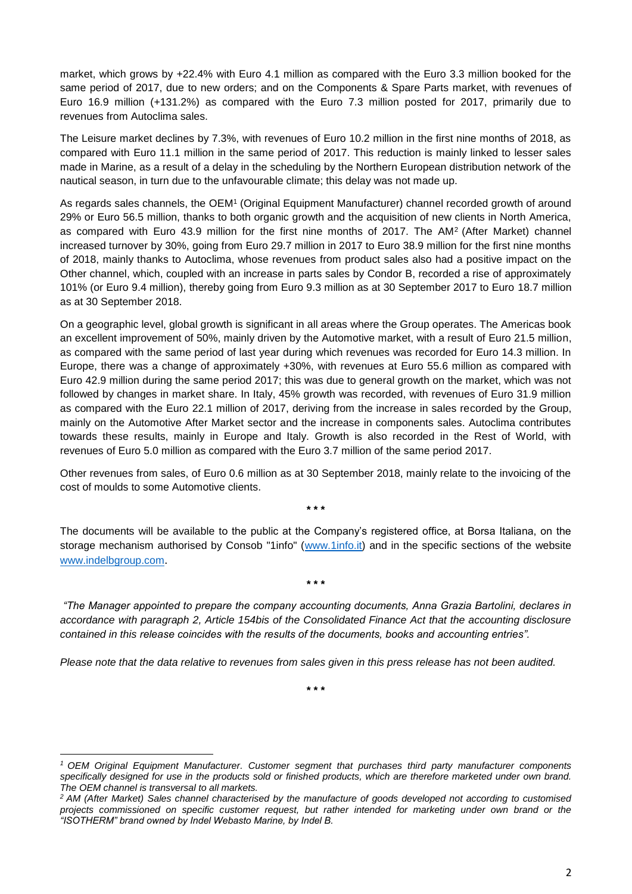market, which grows by +22.4% with Euro 4.1 million as compared with the Euro 3.3 million booked for the same period of 2017, due to new orders; and on the Components & Spare Parts market, with revenues of Euro 16.9 million (+131.2%) as compared with the Euro 7.3 million posted for 2017, primarily due to revenues from Autoclima sales.

The Leisure market declines by 7.3%, with revenues of Euro 10.2 million in the first nine months of 2018, as compared with Euro 11.1 million in the same period of 2017. This reduction is mainly linked to lesser sales made in Marine, as a result of a delay in the scheduling by the Northern European distribution network of the nautical season, in turn due to the unfavourable climate; this delay was not made up.

As regards sales channels, the OEM[1] (Original Equipment Manufacturer) channel recorded growth of around 29% or Euro 56.5 million, thanks to both organic growth and the acquisition of new clients in North America, as compared with Euro 43.9 million for the first nine months of 2017. The AM[2] (After Market) channel increased turnover by 30%, going from Euro 29.7 million in 2017 to Euro 38.9 million for the first nine months of 2018, mainly thanks to Autoclima, whose revenues from product sales also had a positive impact on the Other channel, which, coupled with an increase in parts sales by Condor B, recorded a rise of approximately 101% (or Euro 9.4 million), thereby going from Euro 9.3 million as at 30 September 2017 to Euro 18.7 million as at 30 September 2018.

On a geographic level, global growth is significant in all areas where the Group operates. The Americas book an excellent improvement of 50%, mainly driven by the Automotive market, with a result of Euro 21.5 million, as compared with the same period of last year during which revenues was recorded for Euro 14.3 million. In Europe, there was a change of approximately +30%, with revenues at Euro 55.6 million as compared with Euro 42.9 million during the same period 2017; this was due to general growth on the market, which was not followed by changes in market share. In Italy, 45% growth was recorded, with revenues of Euro 31.9 million as compared with the Euro 22.1 million of 2017, deriving from the increase in sales recorded by the Group, mainly on the Automotive After Market sector and the increase in components sales. Autoclima contributes towards these results, mainly in Europe and Italy. Growth is also recorded in the Rest of World, with revenues of Euro 5.0 million as compared with the Euro 3.7 million of the same period 2017.

Other revenues from sales, of Euro 0.6 million as at 30 September 2018, mainly relate to the invoicing of the cost of moulds to some Automotive clients.

\* \* \*

The documents will be available to the public at the Company's registered office, at Borsa Italiana, on the storage mechanism authorised by Consob "1info" (www.1info.it) and in the specific sections of the website www.indelbgroup.com.

\* \* \*

*"The Manager appointed to prepare the company accounting documents, Anna Grazia Bartolini, declares in accordance with paragraph 2, Article 154bis of the Consolidated Finance Act that the accounting disclosure contained in this release coincides with the results of the documents, books and accounting entries".*

*Please note that the data relative to revenues from sales given in this press release has not been audited.*

\* \* \*

*[1] OEM Original Equipment Manufacturer. Customer segment that purchases third party manufacturer components specifically designed for use in the products sold or finished products, which are therefore marketed under own brand. The OEM channel is transversal to all markets.*

*[2] AM (After Market) Sales channel characterised by the manufacture of goods developed not according to customised projects commissioned on specific customer request, but rather intended for marketing under own brand or the "ISOTHERM" brand owned by Indel Webasto Marine, by Indel B.*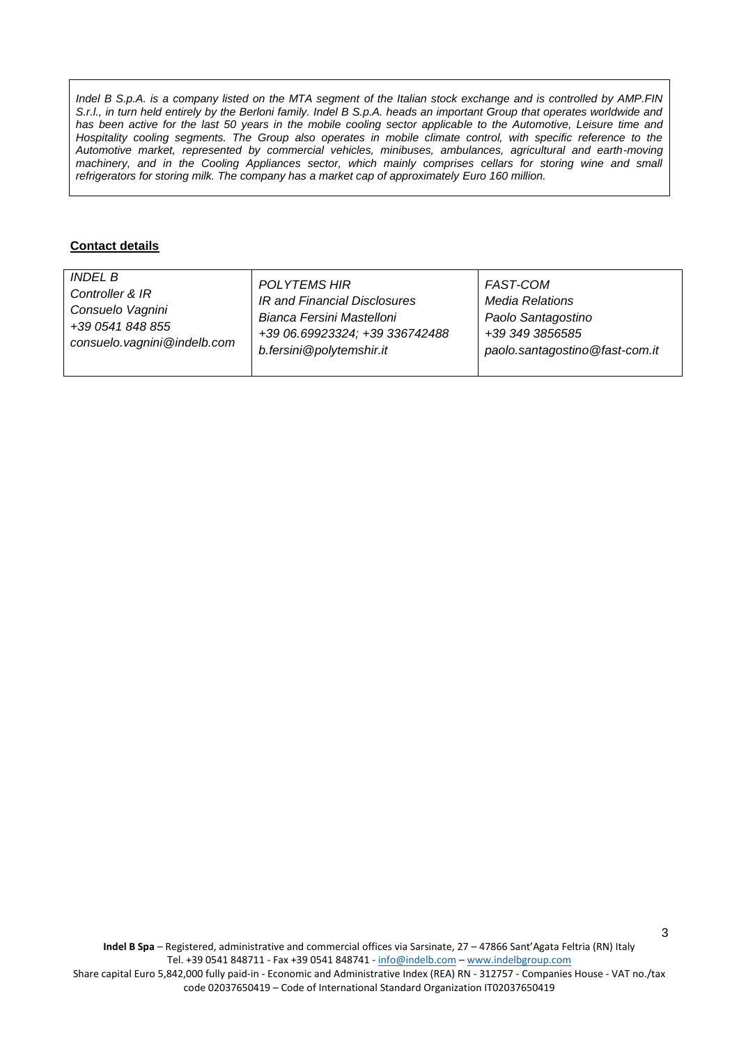*Indel B S.p.A. is a company listed on the MTA segment of the Italian stock exchange and is controlled by AMP.FIN S.r.l., in turn held entirely by the Berloni family. Indel B S.p.A. heads an important Group that operates worldwide and has been active for the last 50 years in the mobile cooling sector applicable to the Automotive, Leisure time and Hospitality cooling segments. The Group also operates in mobile climate control, with specific reference to the Automotive market, represented by commercial vehicles, minibuses, ambulances, agricultural and earth-moving machinery, and in the Cooling Appliances sector, which mainly comprises cellars for storing wine and small refrigerators for storing milk. The company has a market cap of approximately Euro 160 million.*

**Contact details**

| | | |
|---|---|---|
| *INDEL B*<br>*Controller & IR*<br>*Consuelo Vagnini*<br>*+39 0541 848 855*<br>*consuelo.vagnini@indelb.com* | *POLYTEMS HIR*<br>*IR and Financial Disclosures*<br>*Bianca Fersini Mastelloni*<br>*+39 06.69923324; +39 336742488*<br>*b.fersini@polytemshir.it* | *FAST-COM*<br>*Media Relations*<br>*Paolo Santagostino*<br>*+39 349 3856585*<br>*paolo.santagostino@fast-com.it* |

**Indel B Spa** – Registered, administrative and commercial offices via Sarsinate, 27 – 47866 Sant'Agata Feltria (RN) Italy
Tel. +39 0541 848711 - Fax +39 0541 848741 - info@indelb.com – www.indelbgroup.com
Share capital Euro 5,842,000 fully paid-in - Economic and Administrative Index (REA) RN - 312757 - Companies House - VAT no./tax code 02037650419 – Code of International Standard Organization IT02037650419